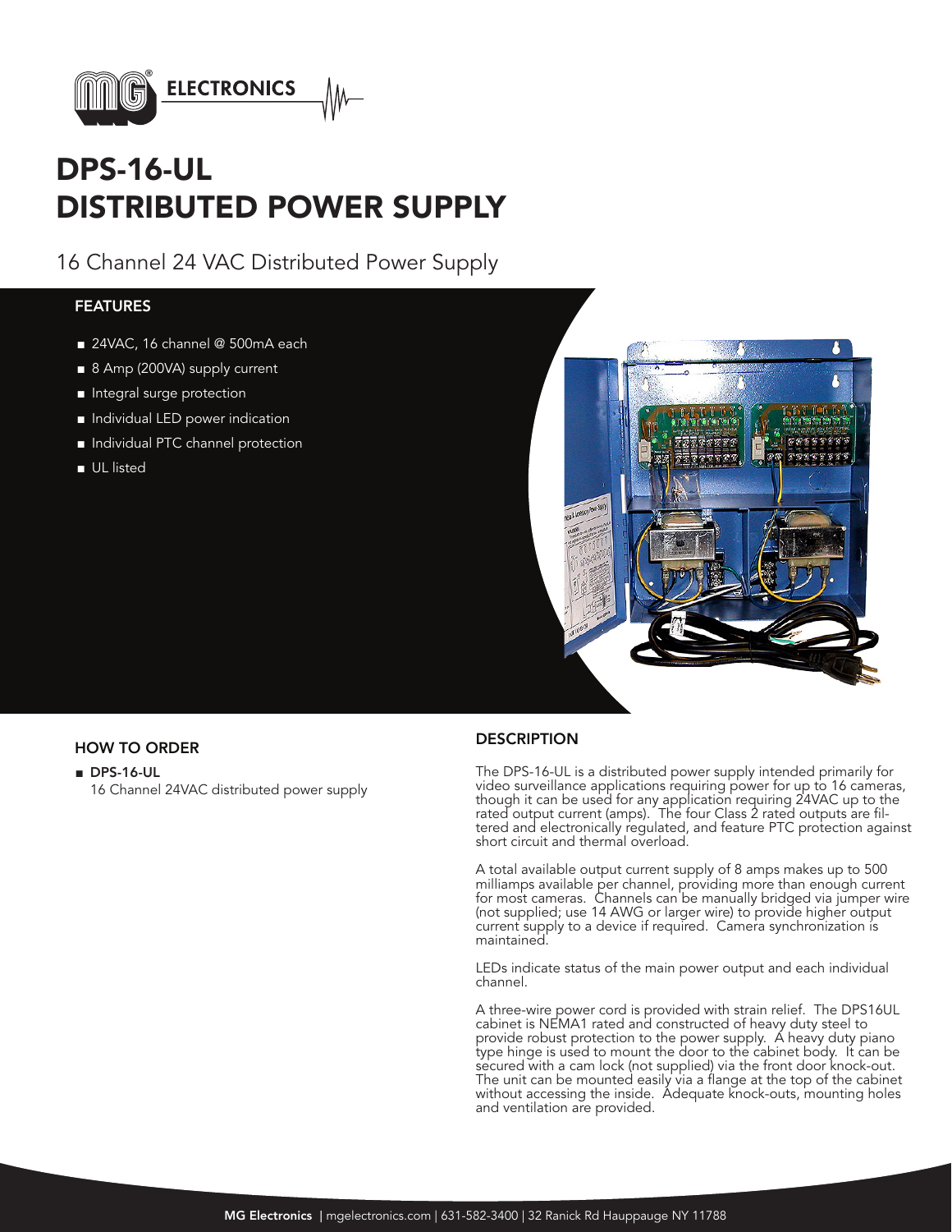# DPS-16-UL DISTRIBUTED POWER SUPPLY

16 Channel 24 VAC Distributed Power Supply

## FEATURES

- 24VAC, 16 channel @ 500mA each
- 8 Amp (200VA) supply current
- Integral surge protection
- Individual LED power indication
- Individual PTC channel protection
- UL listed

## HOW TO ORDER

- **DPS-16-UL**
  16 Channel 24VAC distributed power supply

## DESCRIPTION

The DPS-16-UL is a distributed power supply intended primarily for video surveillance applications requiring power for up to 16 cameras, though it can be used for any application requiring 24VAC up to the rated output current (amps). The four Class 2 rated outputs are filtered and electronically regulated, and feature PTC protection against short circuit and thermal overload.

A total available output current supply of 8 amps makes up to 500 milliamps available per channel, providing more than enough current for most cameras. Channels can be manually bridged via jumper wire (not supplied; use 14 AWG or larger wire) to provide higher output current supply to a device if required. Camera synchronization is maintained.

LEDs indicate status of the main power output and each individual channel.

A three-wire power cord is provided with strain relief. The DPS16UL cabinet is NEMA1 rated and constructed of heavy duty steel to provide robust protection to the power supply. A heavy duty piano type hinge is used to mount the door to the cabinet body. It can be secured with a cam lock (not supplied) via the front door knock-out. The unit can be mounted easily via a flange at the top of the cabinet without accessing the inside. Adequate knock-outs, mounting holes and ventilation are provided.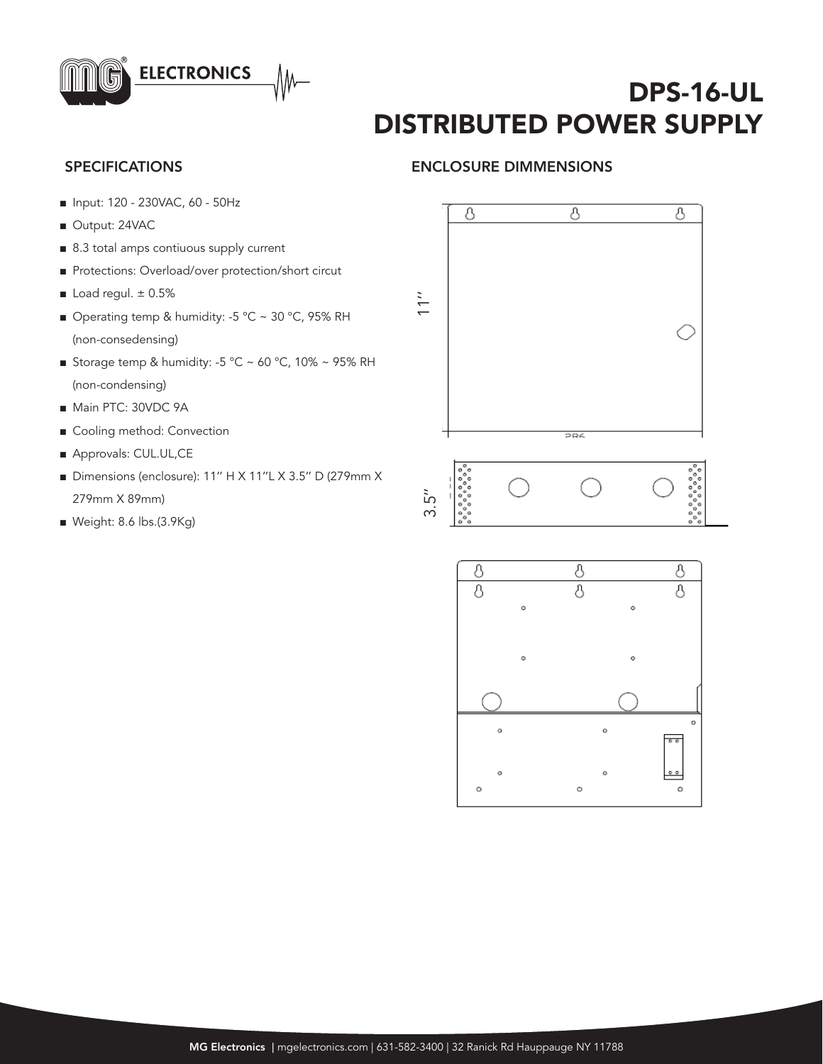# DPS-16-UL DISTRIBUTED POWER SUPPLY

## SPECIFICATIONS

- Input: 120 - 230VAC, 60 - 50Hz
- Output: 24VAC
- 8.3 total amps contiuous supply current
- Protections: Overload/over protection/short circut
- Load regul. ± 0.5%
- Operating temp & humidity: -5 °C ~ 30 °C, 95% RH (non-consedensing)
- Storage temp & humidity: -5 °C ~ 60 °C, 10% ~ 95% RH (non-condensing)
- Main PTC: 30VDC 9A
- Cooling method: Convection
- Approvals: CUL.UL,CE
- Dimensions (enclosure): 11'' H X 11''L X 3.5'' D (279mm X 279mm X 89mm)
- Weight: 8.6 lbs.(3.9Kg)

## ENCLOSURE DIMMENSIONS

11''

286

3.5''